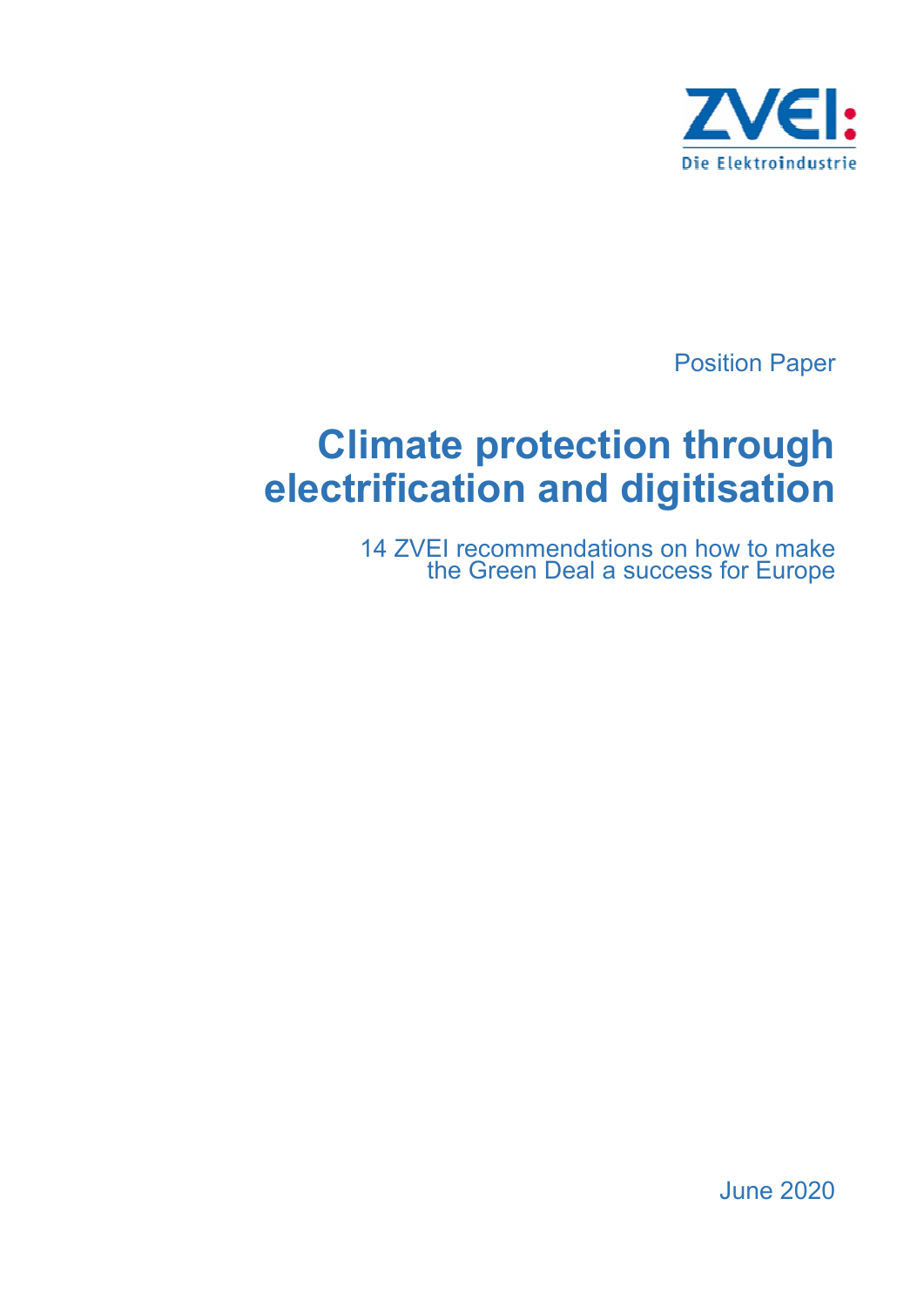ZVEI: Die Elektroindustrie

Position Paper

# Climate protection through electrification and digitisation

14 ZVEI recommendations on how to make the Green Deal a success for Europe

June 2020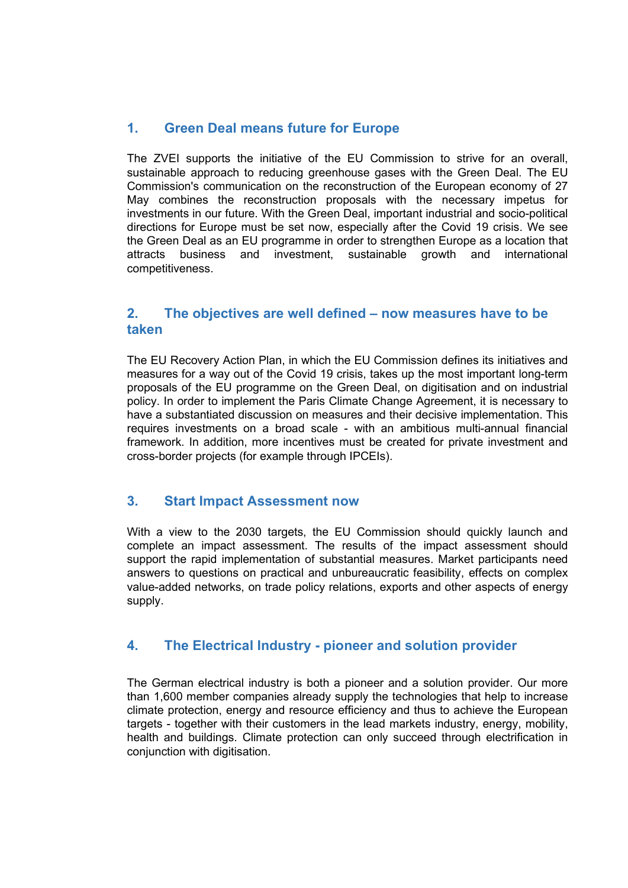## 1. Green Deal means future for Europe

The ZVEI supports the initiative of the EU Commission to strive for an overall, sustainable approach to reducing greenhouse gases with the Green Deal. The EU Commission's communication on the reconstruction of the European economy of 27 May combines the reconstruction proposals with the necessary impetus for investments in our future. With the Green Deal, important industrial and socio-political directions for Europe must be set now, especially after the Covid 19 crisis. We see the Green Deal as an EU programme in order to strengthen Europe as a location that attracts business and investment, sustainable growth and international competitiveness.

## 2. The objectives are well defined – now measures have to be taken

The EU Recovery Action Plan, in which the EU Commission defines its initiatives and measures for a way out of the Covid 19 crisis, takes up the most important long-term proposals of the EU programme on the Green Deal, on digitisation and on industrial policy. In order to implement the Paris Climate Change Agreement, it is necessary to have a substantiated discussion on measures and their decisive implementation. This requires investments on a broad scale - with an ambitious multi-annual financial framework. In addition, more incentives must be created for private investment and cross-border projects (for example through IPCEIs).

## 3. Start Impact Assessment now

With a view to the 2030 targets, the EU Commission should quickly launch and complete an impact assessment. The results of the impact assessment should support the rapid implementation of substantial measures. Market participants need answers to questions on practical and unbureaucratic feasibility, effects on complex value-added networks, on trade policy relations, exports and other aspects of energy supply.

## 4. The Electrical Industry - pioneer and solution provider

The German electrical industry is both a pioneer and a solution provider. Our more than 1,600 member companies already supply the technologies that help to increase climate protection, energy and resource efficiency and thus to achieve the European targets - together with their customers in the lead markets industry, energy, mobility, health and buildings. Climate protection can only succeed through electrification in conjunction with digitisation.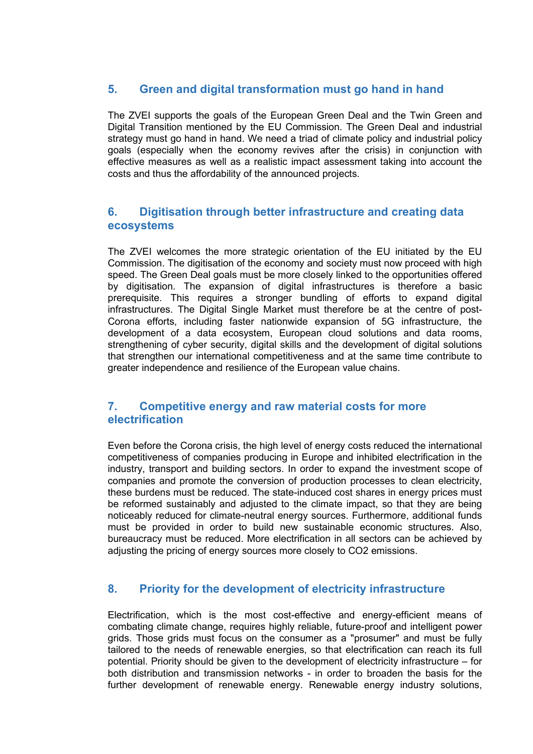## 5. Green and digital transformation must go hand in hand

The ZVEI supports the goals of the European Green Deal and the Twin Green and Digital Transition mentioned by the EU Commission. The Green Deal and industrial strategy must go hand in hand. We need a triad of climate policy and industrial policy goals (especially when the economy revives after the crisis) in conjunction with effective measures as well as a realistic impact assessment taking into account the costs and thus the affordability of the announced projects.

## 6. Digitisation through better infrastructure and creating data ecosystems

The ZVEI welcomes the more strategic orientation of the EU initiated by the EU Commission. The digitisation of the economy and society must now proceed with high speed. The Green Deal goals must be more closely linked to the opportunities offered by digitisation. The expansion of digital infrastructures is therefore a basic prerequisite. This requires a stronger bundling of efforts to expand digital infrastructures. The Digital Single Market must therefore be at the centre of post-Corona efforts, including faster nationwide expansion of 5G infrastructure, the development of a data ecosystem, European cloud solutions and data rooms, strengthening of cyber security, digital skills and the development of digital solutions that strengthen our international competitiveness and at the same time contribute to greater independence and resilience of the European value chains.

## 7. Competitive energy and raw material costs for more electrification

Even before the Corona crisis, the high level of energy costs reduced the international competitiveness of companies producing in Europe and inhibited electrification in the industry, transport and building sectors. In order to expand the investment scope of companies and promote the conversion of production processes to clean electricity, these burdens must be reduced. The state-induced cost shares in energy prices must be reformed sustainably and adjusted to the climate impact, so that they are being noticeably reduced for climate-neutral energy sources. Furthermore, additional funds must be provided in order to build new sustainable economic structures. Also, bureaucracy must be reduced. More electrification in all sectors can be achieved by adjusting the pricing of energy sources more closely to CO2 emissions.

## 8. Priority for the development of electricity infrastructure

Electrification, which is the most cost-effective and energy-efficient means of combating climate change, requires highly reliable, future-proof and intelligent power grids. Those grids must focus on the consumer as a "prosumer" and must be fully tailored to the needs of renewable energies, so that electrification can reach its full potential. Priority should be given to the development of electricity infrastructure – for both distribution and transmission networks - in order to broaden the basis for the further development of renewable energy. Renewable energy industry solutions,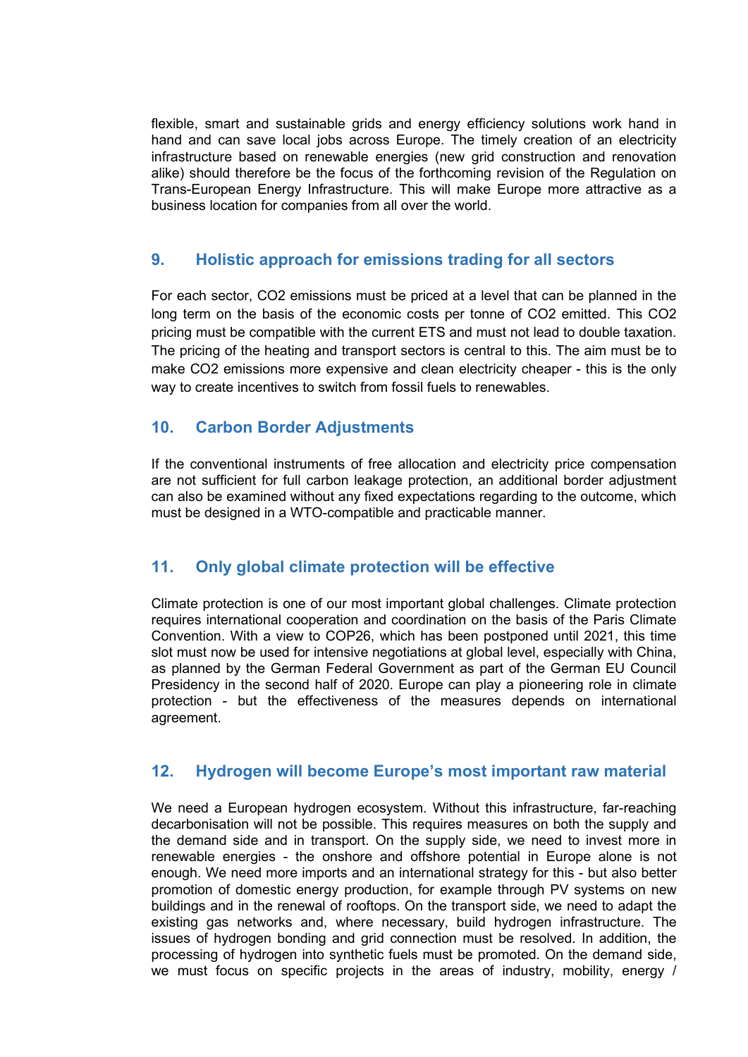flexible, smart and sustainable grids and energy efficiency solutions work hand in hand and can save local jobs across Europe. The timely creation of an electricity infrastructure based on renewable energies (new grid construction and renovation alike) should therefore be the focus of the forthcoming revision of the Regulation on Trans-European Energy Infrastructure. This will make Europe more attractive as a business location for companies from all over the world.

## 9. Holistic approach for emissions trading for all sectors

For each sector, CO2 emissions must be priced at a level that can be planned in the long term on the basis of the economic costs per tonne of CO2 emitted. This CO2 pricing must be compatible with the current ETS and must not lead to double taxation. The pricing of the heating and transport sectors is central to this. The aim must be to make CO2 emissions more expensive and clean electricity cheaper - this is the only way to create incentives to switch from fossil fuels to renewables.

## 10. Carbon Border Adjustments

If the conventional instruments of free allocation and electricity price compensation are not sufficient for full carbon leakage protection, an additional border adjustment can also be examined without any fixed expectations regarding to the outcome, which must be designed in a WTO-compatible and practicable manner.

## 11. Only global climate protection will be effective

Climate protection is one of our most important global challenges. Climate protection requires international cooperation and coordination on the basis of the Paris Climate Convention. With a view to COP26, which has been postponed until 2021, this time slot must now be used for intensive negotiations at global level, especially with China, as planned by the German Federal Government as part of the German EU Council Presidency in the second half of 2020. Europe can play a pioneering role in climate protection - but the effectiveness of the measures depends on international agreement.

## 12. Hydrogen will become Europe's most important raw material

We need a European hydrogen ecosystem. Without this infrastructure, far-reaching decarbonisation will not be possible. This requires measures on both the supply and the demand side and in transport. On the supply side, we need to invest more in renewable energies - the onshore and offshore potential in Europe alone is not enough. We need more imports and an international strategy for this - but also better promotion of domestic energy production, for example through PV systems on new buildings and in the renewal of rooftops. On the transport side, we need to adapt the existing gas networks and, where necessary, build hydrogen infrastructure. The issues of hydrogen bonding and grid connection must be resolved. In addition, the processing of hydrogen into synthetic fuels must be promoted. On the demand side, we must focus on specific projects in the areas of industry, mobility, energy /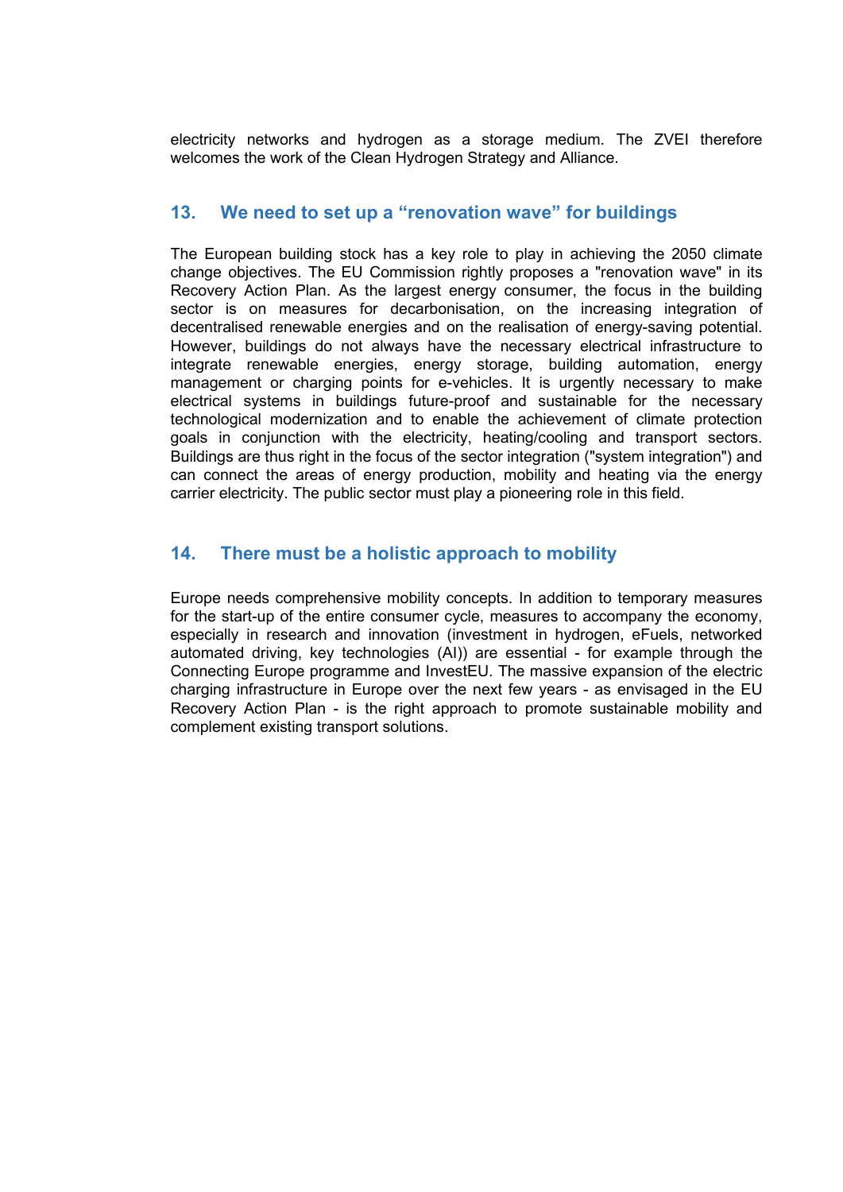electricity networks and hydrogen as a storage medium. The ZVEI therefore welcomes the work of the Clean Hydrogen Strategy and Alliance.

## 13. We need to set up a “renovation wave” for buildings

The European building stock has a key role to play in achieving the 2050 climate change objectives. The EU Commission rightly proposes a "renovation wave" in its Recovery Action Plan. As the largest energy consumer, the focus in the building sector is on measures for decarbonisation, on the increasing integration of decentralised renewable energies and on the realisation of energy-saving potential. However, buildings do not always have the necessary electrical infrastructure to integrate renewable energies, energy storage, building automation, energy management or charging points for e-vehicles. It is urgently necessary to make electrical systems in buildings future-proof and sustainable for the necessary technological modernization and to enable the achievement of climate protection goals in conjunction with the electricity, heating/cooling and transport sectors. Buildings are thus right in the focus of the sector integration ("system integration") and can connect the areas of energy production, mobility and heating via the energy carrier electricity. The public sector must play a pioneering role in this field.

## 14. There must be a holistic approach to mobility

Europe needs comprehensive mobility concepts. In addition to temporary measures for the start-up of the entire consumer cycle, measures to accompany the economy, especially in research and innovation (investment in hydrogen, eFuels, networked automated driving, key technologies (AI)) are essential - for example through the Connecting Europe programme and InvestEU. The massive expansion of the electric charging infrastructure in Europe over the next few years - as envisaged in the EU Recovery Action Plan - is the right approach to promote sustainable mobility and complement existing transport solutions.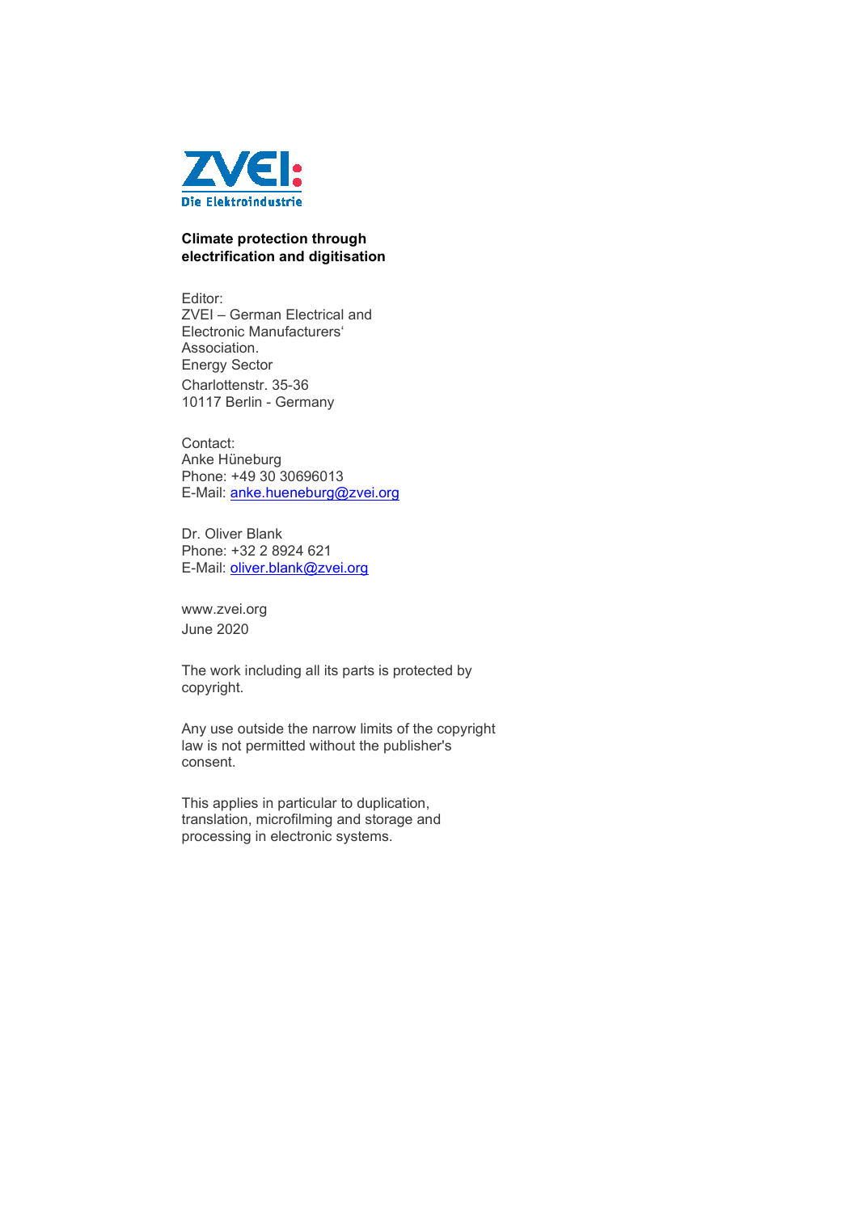ZVEI: Die Elektroindustrie

**Climate protection through electrification and digitisation**

Editor:
ZVEI – German Electrical and Electronic Manufacturers' Association.
Energy Sector
Charlottenstr. 35-36
10117 Berlin - Germany

Contact:
Anke Hüneburg
Phone: +49 30 30696013
E-Mail: anke.hueneburg@zvei.org

Dr. Oliver Blank
Phone: +32 2 8924 621
E-Mail: oliver.blank@zvei.org

www.zvei.org
June 2020

The work including all its parts is protected by copyright.

Any use outside the narrow limits of the copyright law is not permitted without the publisher's consent.

This applies in particular to duplication, translation, microfilming and storage and processing in electronic systems.